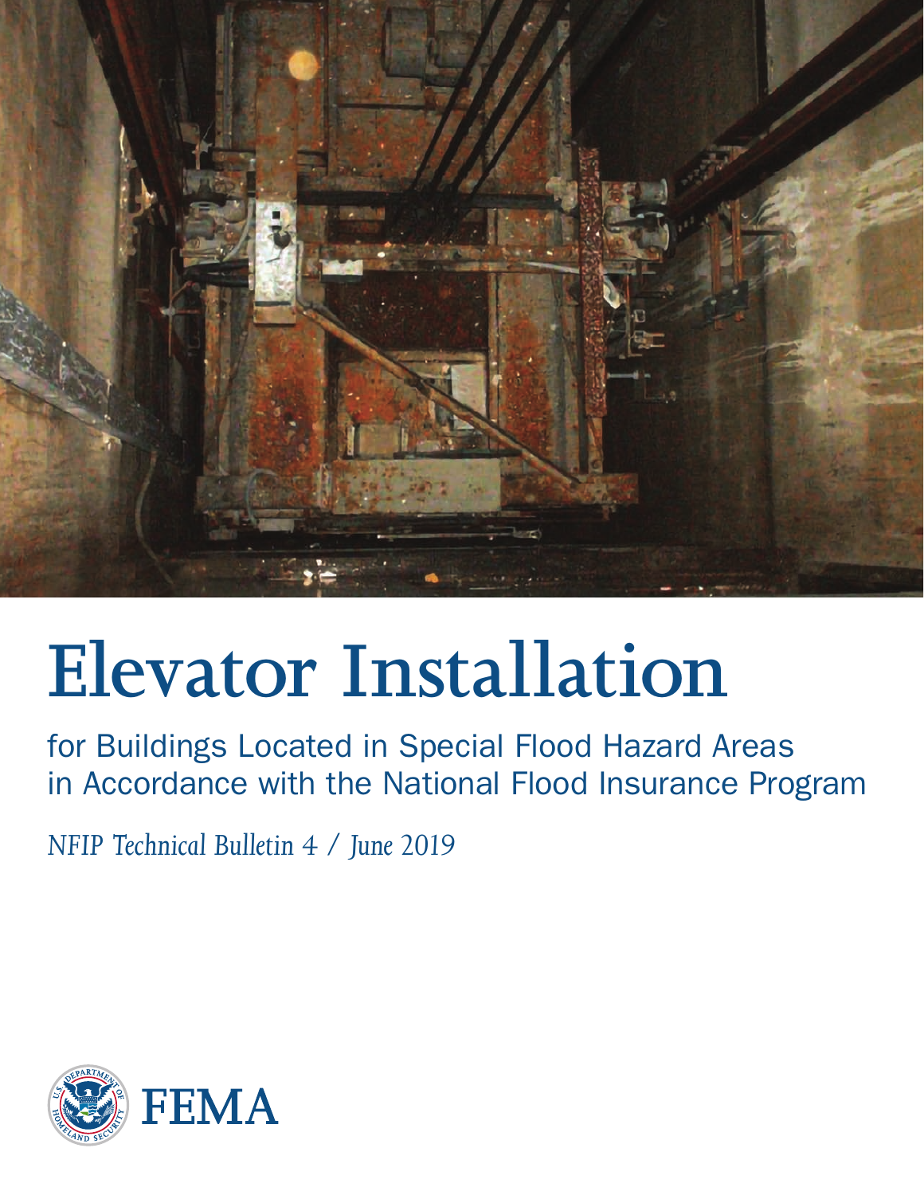# Elevator Installation

for Buildings Located in Special Flood Hazard Areas in Accordance with the National Flood Insurance Program

*NFIP Technical Bulletin 4 / June 2019*

FEMA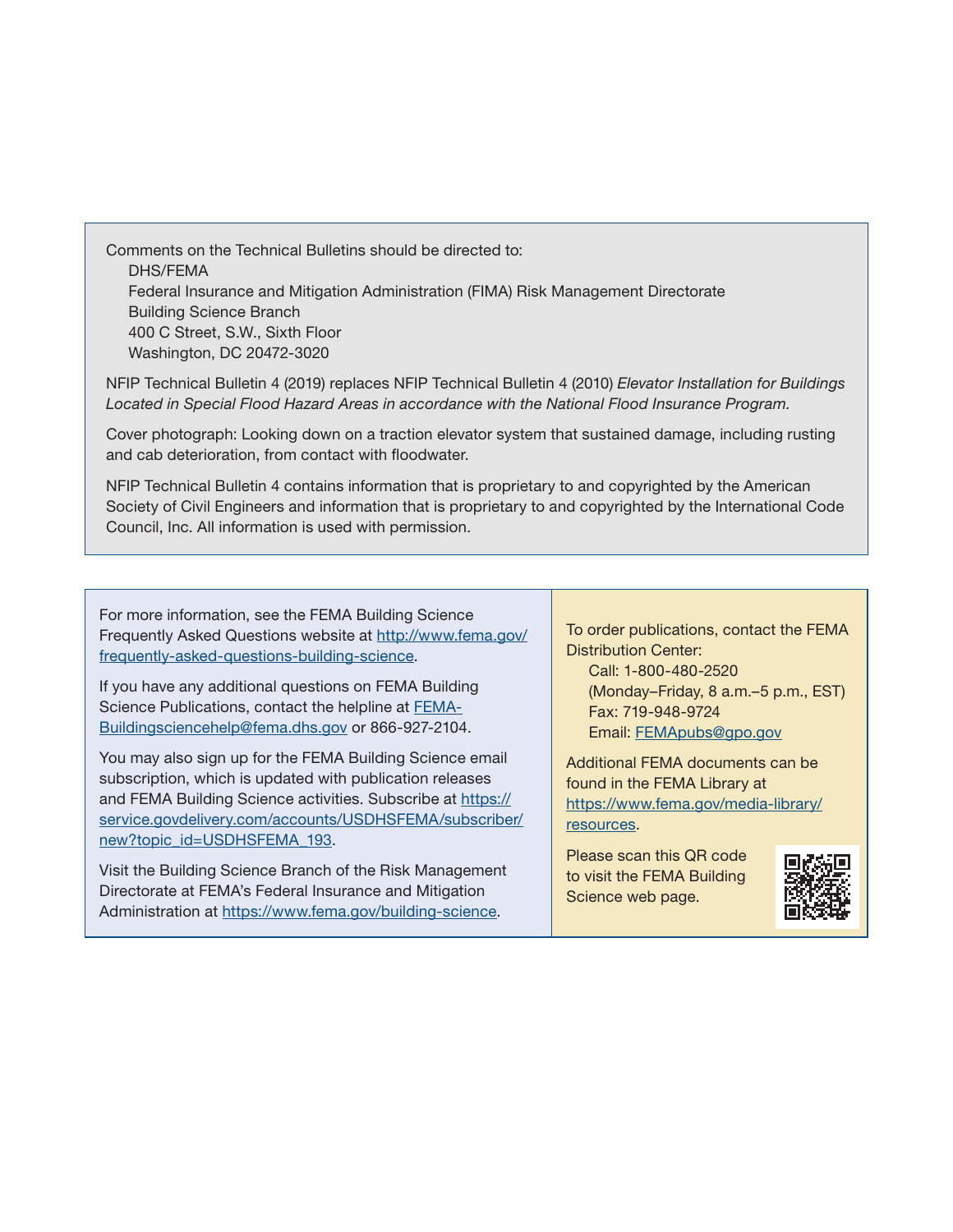Comments on the Technical Bulletins should be directed to:

DHS/FEMA
Federal Insurance and Mitigation Administration (FIMA) Risk Management Directorate
Building Science Branch
400 C Street, S.W., Sixth Floor
Washington, DC 20472-3020

NFIP Technical Bulletin 4 (2019) replaces NFIP Technical Bulletin 4 (2010) *Elevator Installation for Buildings Located in Special Flood Hazard Areas in accordance with the National Flood Insurance Program.*

Cover photograph: Looking down on a traction elevator system that sustained damage, including rusting and cab deterioration, from contact with floodwater.

NFIP Technical Bulletin 4 contains information that is proprietary to and copyrighted by the American Society of Civil Engineers and information that is proprietary to and copyrighted by the International Code Council, Inc. All information is used with permission.

For more information, see the FEMA Building Science Frequently Asked Questions website at http://www.fema.gov/frequently-asked-questions-building-science.

If you have any additional questions on FEMA Building Science Publications, contact the helpline at FEMA-Buildingsciencehelp@fema.dhs.gov or 866-927-2104.

You may also sign up for the FEMA Building Science email subscription, which is updated with publication releases and FEMA Building Science activities. Subscribe at https://service.govdelivery.com/accounts/USDHSFEMA/subscriber/new?topic_id=USDHSFEMA_193.

Visit the Building Science Branch of the Risk Management Directorate at FEMA's Federal Insurance and Mitigation Administration at https://www.fema.gov/building-science.

To order publications, contact the FEMA Distribution Center:

Call: 1-800-480-2520
(Monday–Friday, 8 a.m.–5 p.m., EST)
Fax: 719-948-9724
Email: FEMApubs@gpo.gov

Additional FEMA documents can be found in the FEMA Library at https://www.fema.gov/media-library/resources.

Please scan this QR code to visit the FEMA Building Science web page.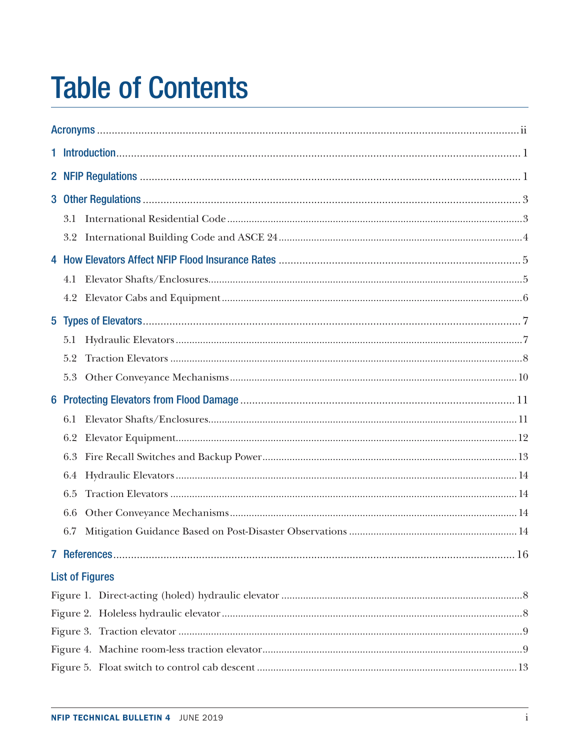# Table of Contents

Acronyms ..... ii

1 Introduction ..... 1

2 NFIP Regulations ..... 1

3 Other Regulations ..... 3

- 3.1 International Residential Code ..... 3
- 3.2 International Building Code and ASCE 24 ..... 4

4 How Elevators Affect NFIP Flood Insurance Rates ..... 5

- 4.1 Elevator Shafts/Enclosures ..... 5
- 4.2 Elevator Cabs and Equipment ..... 6

5 Types of Elevators ..... 7

- 5.1 Hydraulic Elevators ..... 7
- 5.2 Traction Elevators ..... 8
- 5.3 Other Conveyance Mechanisms ..... 10

6 Protecting Elevators from Flood Damage ..... 11

- 6.1 Elevator Shafts/Enclosures ..... 11
- 6.2 Elevator Equipment ..... 12
- 6.3 Fire Recall Switches and Backup Power ..... 13
- 6.4 Hydraulic Elevators ..... 14
- 6.5 Traction Elevators ..... 14
- 6.6 Other Conveyance Mechanisms ..... 14
- 6.7 Mitigation Guidance Based on Post-Disaster Observations ..... 14

7 References ..... 16

## List of Figures

Figure 1. Direct-acting (holed) hydraulic elevator ..... 8

Figure 2. Holeless hydraulic elevator ..... 8

Figure 3. Traction elevator ..... 9

Figure 4. Machine room-less traction elevator ..... 9

Figure 5. Float switch to control cab descent ..... 13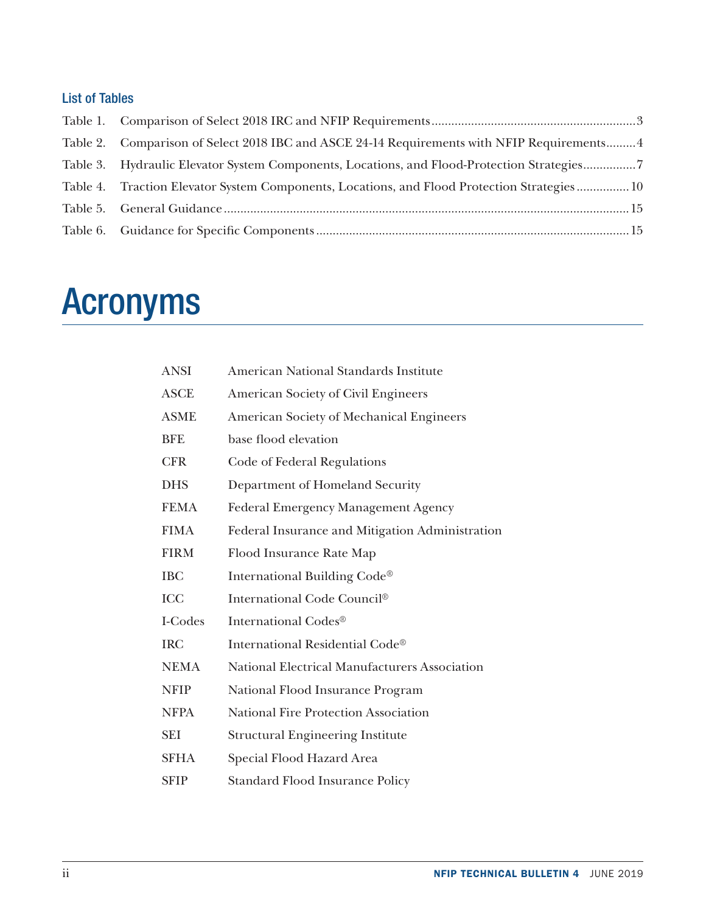## List of Tables

Table 1. Comparison of Select 2018 IRC and NFIP Requirements ............ 3

Table 2. Comparison of Select 2018 IBC and ASCE 24-14 Requirements with NFIP Requirements ......... 4

Table 3. Hydraulic Elevator System Components, Locations, and Flood-Protection Strategies ............ 7

Table 4. Traction Elevator System Components, Locations, and Flood Protection Strategies ............ 10

Table 5. General Guidance ............ 15

Table 6. Guidance for Specific Components ............ 15

# Acronyms

| | |
|---|---|
| ANSI | American National Standards Institute |
| ASCE | American Society of Civil Engineers |
| ASME | American Society of Mechanical Engineers |
| BFE | base flood elevation |
| CFR | Code of Federal Regulations |
| DHS | Department of Homeland Security |
| FEMA | Federal Emergency Management Agency |
| FIMA | Federal Insurance and Mitigation Administration |
| FIRM | Flood Insurance Rate Map |
| IBC | International Building Code® |
| ICC | International Code Council® |
| I-Codes | International Codes® |
| IRC | International Residential Code® |
| NEMA | National Electrical Manufacturers Association |
| NFIP | National Flood Insurance Program |
| NFPA | National Fire Protection Association |
| SEI | Structural Engineering Institute |
| SFHA | Special Flood Hazard Area |
| SFIP | Standard Flood Insurance Policy |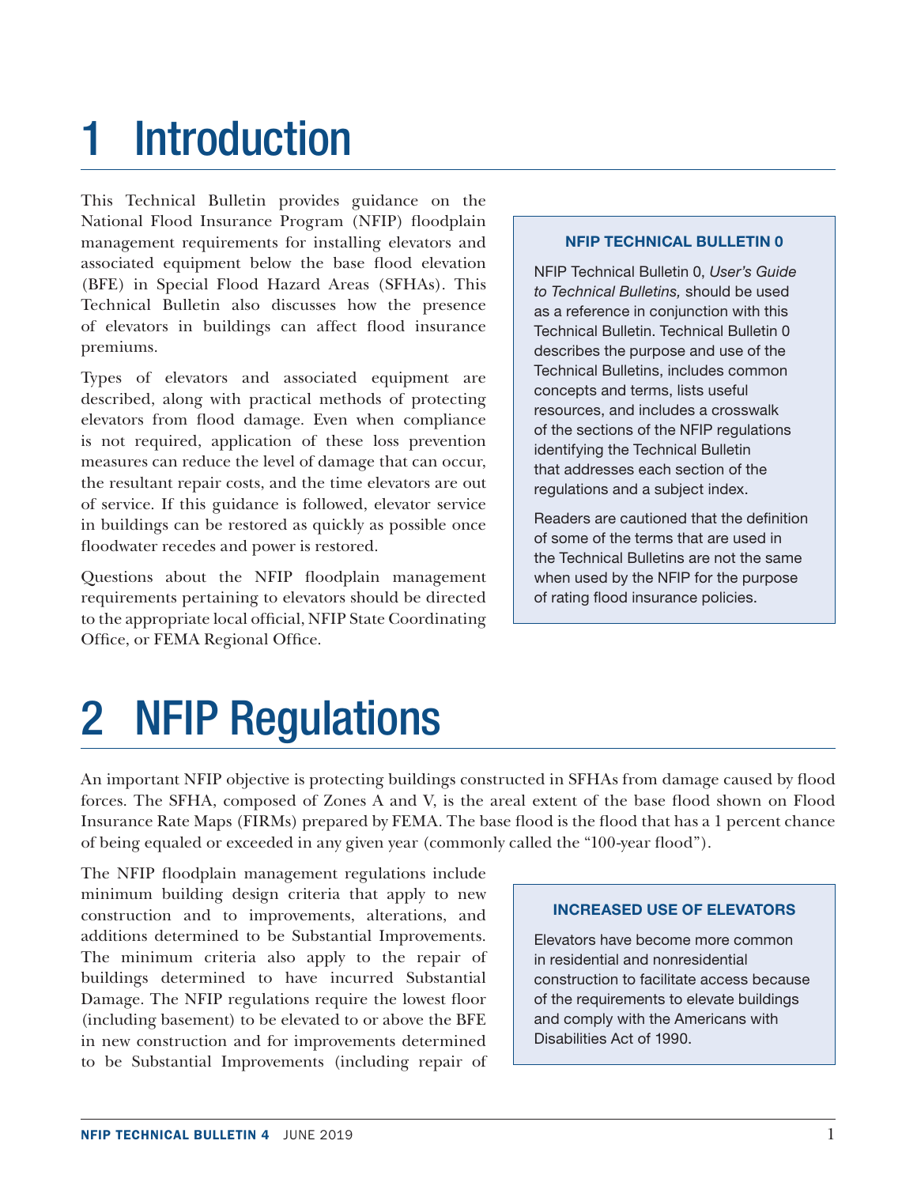# 1 Introduction

This Technical Bulletin provides guidance on the National Flood Insurance Program (NFIP) floodplain management requirements for installing elevators and associated equipment below the base flood elevation (BFE) in Special Flood Hazard Areas (SFHAs). This Technical Bulletin also discusses how the presence of elevators in buildings can affect flood insurance premiums.

Types of elevators and associated equipment are described, along with practical methods of protecting elevators from flood damage. Even when compliance is not required, application of these loss prevention measures can reduce the level of damage that can occur, the resultant repair costs, and the time elevators are out of service. If this guidance is followed, elevator service in buildings can be restored as quickly as possible once floodwater recedes and power is restored.

Questions about the NFIP floodplain management requirements pertaining to elevators should be directed to the appropriate local official, NFIP State Coordinating Office, or FEMA Regional Office.

> **NFIP TECHNICAL BULLETIN 0**
>
> NFIP Technical Bulletin 0, *User's Guide to Technical Bulletins,* should be used as a reference in conjunction with this Technical Bulletin. Technical Bulletin 0 describes the purpose and use of the Technical Bulletins, includes common concepts and terms, lists useful resources, and includes a crosswalk of the sections of the NFIP regulations identifying the Technical Bulletin that addresses each section of the regulations and a subject index.
>
> Readers are cautioned that the definition of some of the terms that are used in the Technical Bulletins are not the same when used by the NFIP for the purpose of rating flood insurance policies.

# 2 NFIP Regulations

An important NFIP objective is protecting buildings constructed in SFHAs from damage caused by flood forces. The SFHA, composed of Zones A and V, is the areal extent of the base flood shown on Flood Insurance Rate Maps (FIRMs) prepared by FEMA. The base flood is the flood that has a 1 percent chance of being equaled or exceeded in any given year (commonly called the "100-year flood").

The NFIP floodplain management regulations include minimum building design criteria that apply to new construction and to improvements, alterations, and additions determined to be Substantial Improvements. The minimum criteria also apply to the repair of buildings determined to have incurred Substantial Damage. The NFIP regulations require the lowest floor (including basement) to be elevated to or above the BFE in new construction and for improvements determined to be Substantial Improvements (including repair of

> **INCREASED USE OF ELEVATORS**
>
> Elevators have become more common in residential and nonresidential construction to facilitate access because of the requirements to elevate buildings and comply with the Americans with Disabilities Act of 1990.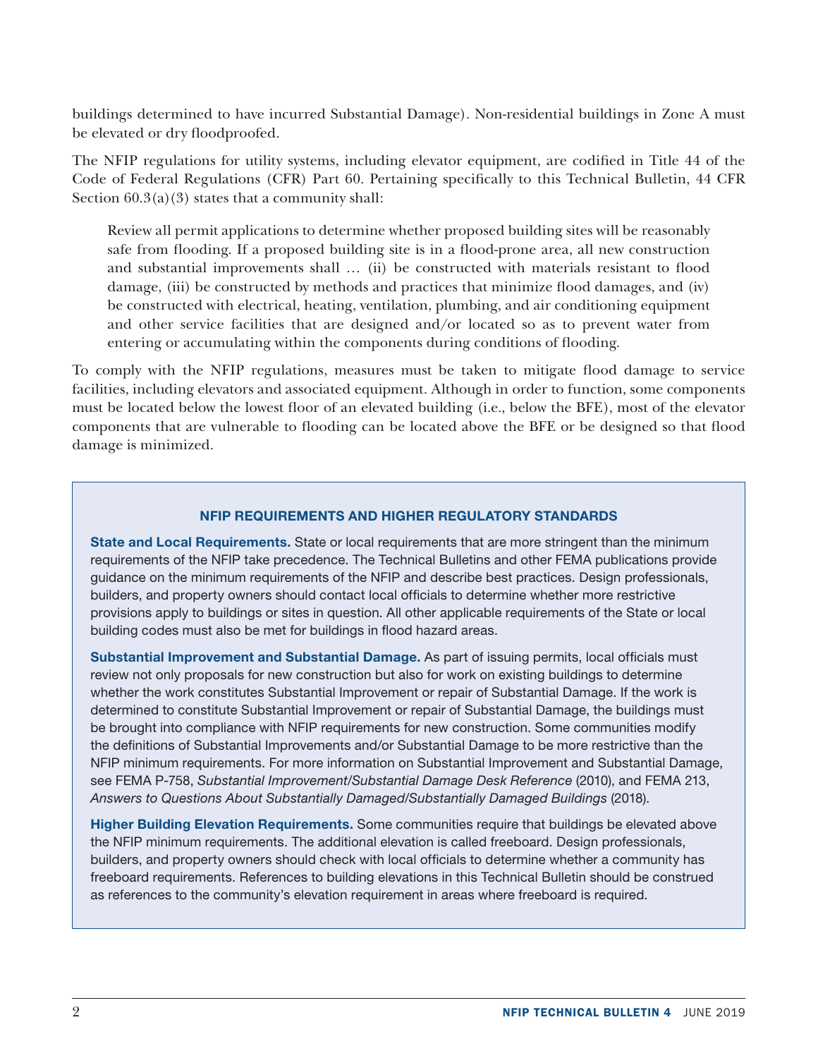buildings determined to have incurred Substantial Damage). Non-residential buildings in Zone A must be elevated or dry floodproofed.

The NFIP regulations for utility systems, including elevator equipment, are codified in Title 44 of the Code of Federal Regulations (CFR) Part 60. Pertaining specifically to this Technical Bulletin, 44 CFR Section 60.3(a)(3) states that a community shall:

> Review all permit applications to determine whether proposed building sites will be reasonably safe from flooding. If a proposed building site is in a flood-prone area, all new construction and substantial improvements shall … (ii) be constructed with materials resistant to flood damage, (iii) be constructed by methods and practices that minimize flood damages, and (iv) be constructed with electrical, heating, ventilation, plumbing, and air conditioning equipment and other service facilities that are designed and/or located so as to prevent water from entering or accumulating within the components during conditions of flooding.

To comply with the NFIP regulations, measures must be taken to mitigate flood damage to service facilities, including elevators and associated equipment. Although in order to function, some components must be located below the lowest floor of an elevated building (i.e., below the BFE), most of the elevator components that are vulnerable to flooding can be located above the BFE or be designed so that flood damage is minimized.

### NFIP REQUIREMENTS AND HIGHER REGULATORY STANDARDS

**State and Local Requirements.** State or local requirements that are more stringent than the minimum requirements of the NFIP take precedence. The Technical Bulletins and other FEMA publications provide guidance on the minimum requirements of the NFIP and describe best practices. Design professionals, builders, and property owners should contact local officials to determine whether more restrictive provisions apply to buildings or sites in question. All other applicable requirements of the State or local building codes must also be met for buildings in flood hazard areas.

**Substantial Improvement and Substantial Damage.** As part of issuing permits, local officials must review not only proposals for new construction but also for work on existing buildings to determine whether the work constitutes Substantial Improvement or repair of Substantial Damage. If the work is determined to constitute Substantial Improvement or repair of Substantial Damage, the buildings must be brought into compliance with NFIP requirements for new construction. Some communities modify the definitions of Substantial Improvements and/or Substantial Damage to be more restrictive than the NFIP minimum requirements. For more information on Substantial Improvement and Substantial Damage, see FEMA P-758, *Substantial Improvement/Substantial Damage Desk Reference* (2010), and FEMA 213, *Answers to Questions About Substantially Damaged/Substantially Damaged Buildings* (2018).

**Higher Building Elevation Requirements.** Some communities require that buildings be elevated above the NFIP minimum requirements. The additional elevation is called freeboard. Design professionals, builders, and property owners should check with local officials to determine whether a community has freeboard requirements. References to building elevations in this Technical Bulletin should be construed as references to the community's elevation requirement in areas where freeboard is required.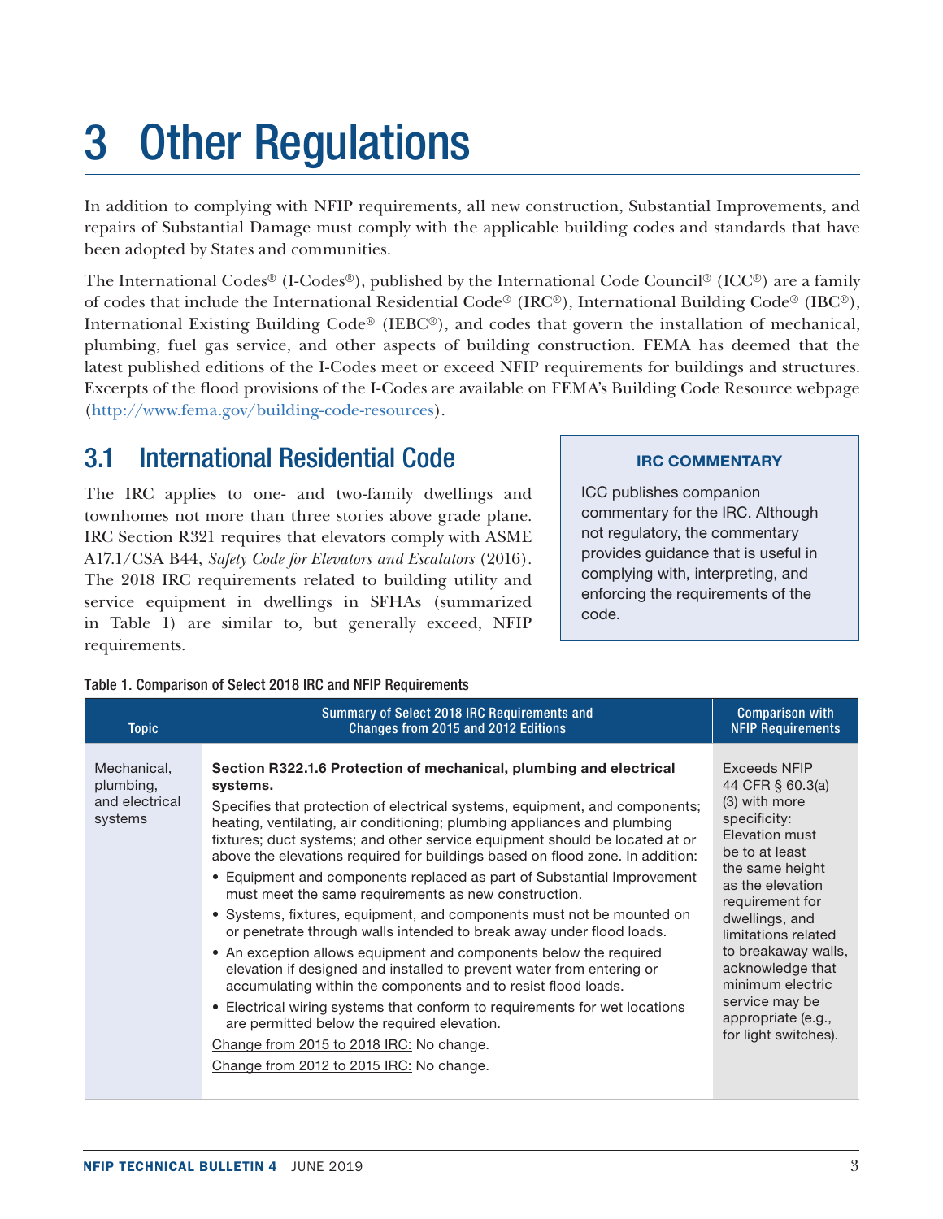# 3 Other Regulations

In addition to complying with NFIP requirements, all new construction, Substantial Improvements, and repairs of Substantial Damage must comply with the applicable building codes and standards that have been adopted by States and communities.

The International Codes® (I-Codes®), published by the International Code Council® (ICC®) are a family of codes that include the International Residential Code® (IRC®), International Building Code® (IBC®), International Existing Building Code® (IEBC®), and codes that govern the installation of mechanical, plumbing, fuel gas service, and other aspects of building construction. FEMA has deemed that the latest published editions of the I-Codes meet or exceed NFIP requirements for buildings and structures. Excerpts of the flood provisions of the I-Codes are available on FEMA's Building Code Resource webpage (http://www.fema.gov/building-code-resources).

## 3.1 International Residential Code

The IRC applies to one- and two-family dwellings and townhomes not more than three stories above grade plane. IRC Section R321 requires that elevators comply with ASME A17.1/CSA B44, *Safety Code for Elevators and Escalators* (2016). The 2018 IRC requirements related to building utility and service equipment in dwellings in SFHAs (summarized in Table 1) are similar to, but generally exceed, NFIP requirements.

> **IRC COMMENTARY**
>
> ICC publishes companion commentary for the IRC. Although not regulatory, the commentary provides guidance that is useful in complying with, interpreting, and enforcing the requirements of the code.

Table 1. Comparison of Select 2018 IRC and NFIP Requirements

| Topic | Summary of Select 2018 IRC Requirements and Changes from 2015 and 2012 Editions | Comparison with NFIP Requirements |
|---|---|---|
| Mechanical, plumbing, and electrical systems | **Section R322.1.6 Protection of mechanical, plumbing and electrical systems.**<br>Specifies that protection of electrical systems, equipment, and components; heating, ventilating, air conditioning; plumbing appliances and plumbing fixtures; duct systems; and other service equipment should be located at or above the elevations required for buildings based on flood zone. In addition:<br>• Equipment and components replaced as part of Substantial Improvement must meet the same requirements as new construction.<br>• Systems, fixtures, equipment, and components must not be mounted on or penetrate through walls intended to break away under flood loads.<br>• An exception allows equipment and components below the required elevation if designed and installed to prevent water from entering or accumulating within the components and to resist flood loads.<br>• Electrical wiring systems that conform to requirements for wet locations are permitted below the required elevation.<br><u>Change from 2015 to 2018 IRC:</u> No change.<br><u>Change from 2012 to 2015 IRC:</u> No change. | Exceeds NFIP 44 CFR § 60.3(a)(3) with more specificity: Elevation must be to at least the same height as the elevation requirement for dwellings, and limitations related to breakaway walls, acknowledge that minimum electric service may be appropriate (e.g., for light switches). |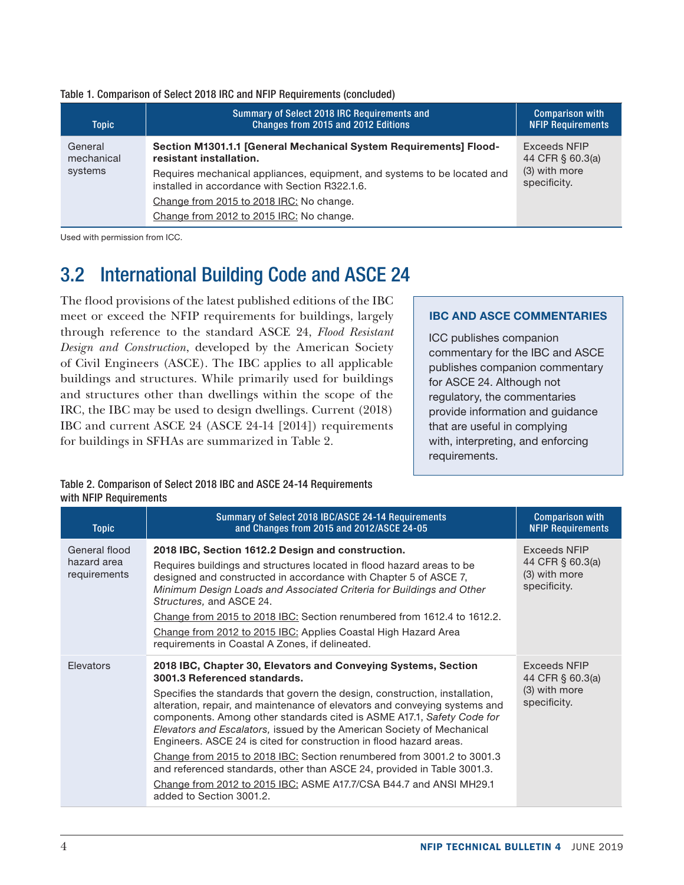Table 1. Comparison of Select 2018 IRC and NFIP Requirements (concluded)

| Topic | Summary of Select 2018 IRC Requirements and Changes from 2015 and 2012 Editions | Comparison with NFIP Requirements |
|---|---|---|
| General mechanical systems | **Section M1301.1.1 [General Mechanical System Requirements] Flood-resistant installation.**<br>Requires mechanical appliances, equipment, and systems to be located and installed in accordance with Section R322.1.6.<br>Change from 2015 to 2018 IRC: No change.<br>Change from 2012 to 2015 IRC: No change. | Exceeds NFIP 44 CFR § 60.3(a)(3) with more specificity. |

Used with permission from ICC.

## 3.2 International Building Code and ASCE 24

The flood provisions of the latest published editions of the IBC meet or exceed the NFIP requirements for buildings, largely through reference to the standard ASCE 24, *Flood Resistant Design and Construction*, developed by the American Society of Civil Engineers (ASCE). The IBC applies to all applicable buildings and structures. While primarily used for buildings and structures other than dwellings within the scope of the IRC, the IBC may be used to design dwellings. Current (2018) IBC and current ASCE 24 (ASCE 24-14 [2014]) requirements for buildings in SFHAs are summarized in Table 2.

> **IBC AND ASCE COMMENTARIES**
>
> ICC publishes companion commentary for the IBC and ASCE publishes companion commentary for ASCE 24. Although not regulatory, the commentaries provide information and guidance that are useful in complying with, interpreting, and enforcing requirements.

Table 2. Comparison of Select 2018 IBC and ASCE 24-14 Requirements with NFIP Requirements

| Topic | Summary of Select 2018 IBC/ASCE 24-14 Requirements and Changes from 2015 and 2012/ASCE 24-05 | Comparison with NFIP Requirements |
|---|---|---|
| General flood hazard area requirements | **2018 IBC, Section 1612.2 Design and construction.**<br>Requires buildings and structures located in flood hazard areas to be designed and constructed in accordance with Chapter 5 of ASCE 7, *Minimum Design Loads and Associated Criteria for Buildings and Other Structures,* and ASCE 24.<br>Change from 2015 to 2018 IBC: Section renumbered from 1612.4 to 1612.2.<br>Change from 2012 to 2015 IBC: Applies Coastal High Hazard Area requirements in Coastal A Zones, if delineated. | Exceeds NFIP 44 CFR § 60.3(a)(3) with more specificity. |
| Elevators | **2018 IBC, Chapter 30, Elevators and Conveying Systems, Section 3001.3 Referenced standards.**<br>Specifies the standards that govern the design, construction, installation, alteration, repair, and maintenance of elevators and conveying systems and components. Among other standards cited is ASME A17.1, *Safety Code for Elevators and Escalators,* issued by the American Society of Mechanical Engineers. ASCE 24 is cited for construction in flood hazard areas.<br>Change from 2015 to 2018 IBC: Section renumbered from 3001.2 to 3001.3 and referenced standards, other than ASCE 24, provided in Table 3001.3.<br>Change from 2012 to 2015 IBC: ASME A17.7/CSA B44.7 and ANSI MH29.1 added to Section 3001.2. | Exceeds NFIP 44 CFR § 60.3(a)(3) with more specificity. |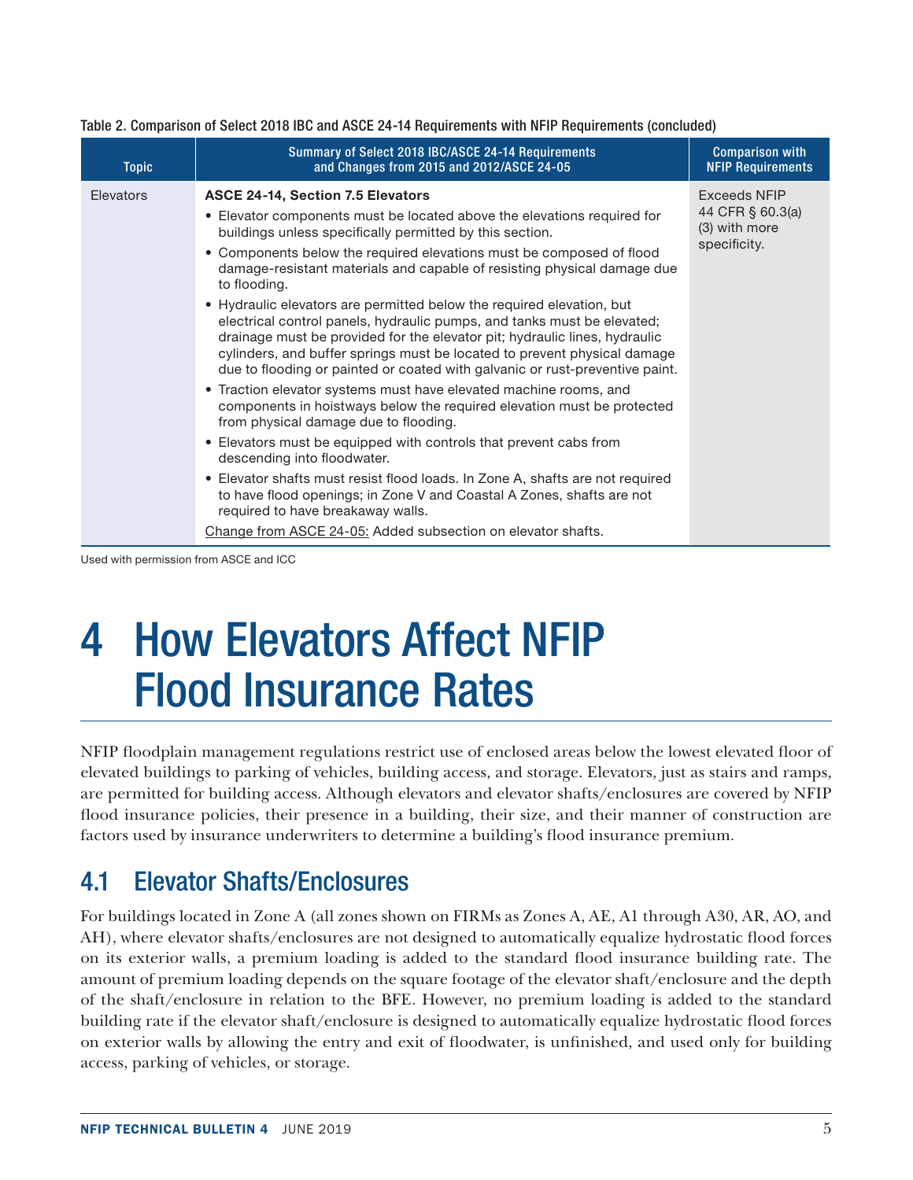Table 2. Comparison of Select 2018 IBC and ASCE 24-14 Requirements with NFIP Requirements (concluded)

| Topic | Summary of Select 2018 IBC/ASCE 24-14 Requirements and Changes from 2015 and 2012/ASCE 24-05 | Comparison with NFIP Requirements |
|---|---|---|
| Elevators | **ASCE 24-14, Section 7.5 Elevators**<br>• Elevator components must be located above the elevations required for buildings unless specifically permitted by this section.<br>• Components below the required elevations must be composed of flood damage-resistant materials and capable of resisting physical damage due to flooding.<br>• Hydraulic elevators are permitted below the required elevation, but electrical control panels, hydraulic pumps, and tanks must be elevated; drainage must be provided for the elevator pit; hydraulic lines, hydraulic cylinders, and buffer springs must be located to prevent physical damage due to flooding or painted or coated with galvanic or rust-preventive paint.<br>• Traction elevator systems must have elevated machine rooms, and components in hoistways below the required elevation must be protected from physical damage due to flooding.<br>• Elevators must be equipped with controls that prevent cabs from descending into floodwater.<br>• Elevator shafts must resist flood loads. In Zone A, shafts are not required to have flood openings; in Zone V and Coastal A Zones, shafts are not required to have breakaway walls.<br>Change from ASCE 24-05: Added subsection on elevator shafts. | Exceeds NFIP 44 CFR § 60.3(a)(3) with more specificity. |

Used with permission from ASCE and ICC

# 4 How Elevators Affect NFIP Flood Insurance Rates

NFIP floodplain management regulations restrict use of enclosed areas below the lowest elevated floor of elevated buildings to parking of vehicles, building access, and storage. Elevators, just as stairs and ramps, are permitted for building access. Although elevators and elevator shafts/enclosures are covered by NFIP flood insurance policies, their presence in a building, their size, and their manner of construction are factors used by insurance underwriters to determine a building's flood insurance premium.

## 4.1 Elevator Shafts/Enclosures

For buildings located in Zone A (all zones shown on FIRMs as Zones A, AE, A1 through A30, AR, AO, and AH), where elevator shafts/enclosures are not designed to automatically equalize hydrostatic flood forces on its exterior walls, a premium loading is added to the standard flood insurance building rate. The amount of premium loading depends on the square footage of the elevator shaft/enclosure and the depth of the shaft/enclosure in relation to the BFE. However, no premium loading is added to the standard building rate if the elevator shaft/enclosure is designed to automatically equalize hydrostatic flood forces on exterior walls by allowing the entry and exit of floodwater, is unfinished, and used only for building access, parking of vehicles, or storage.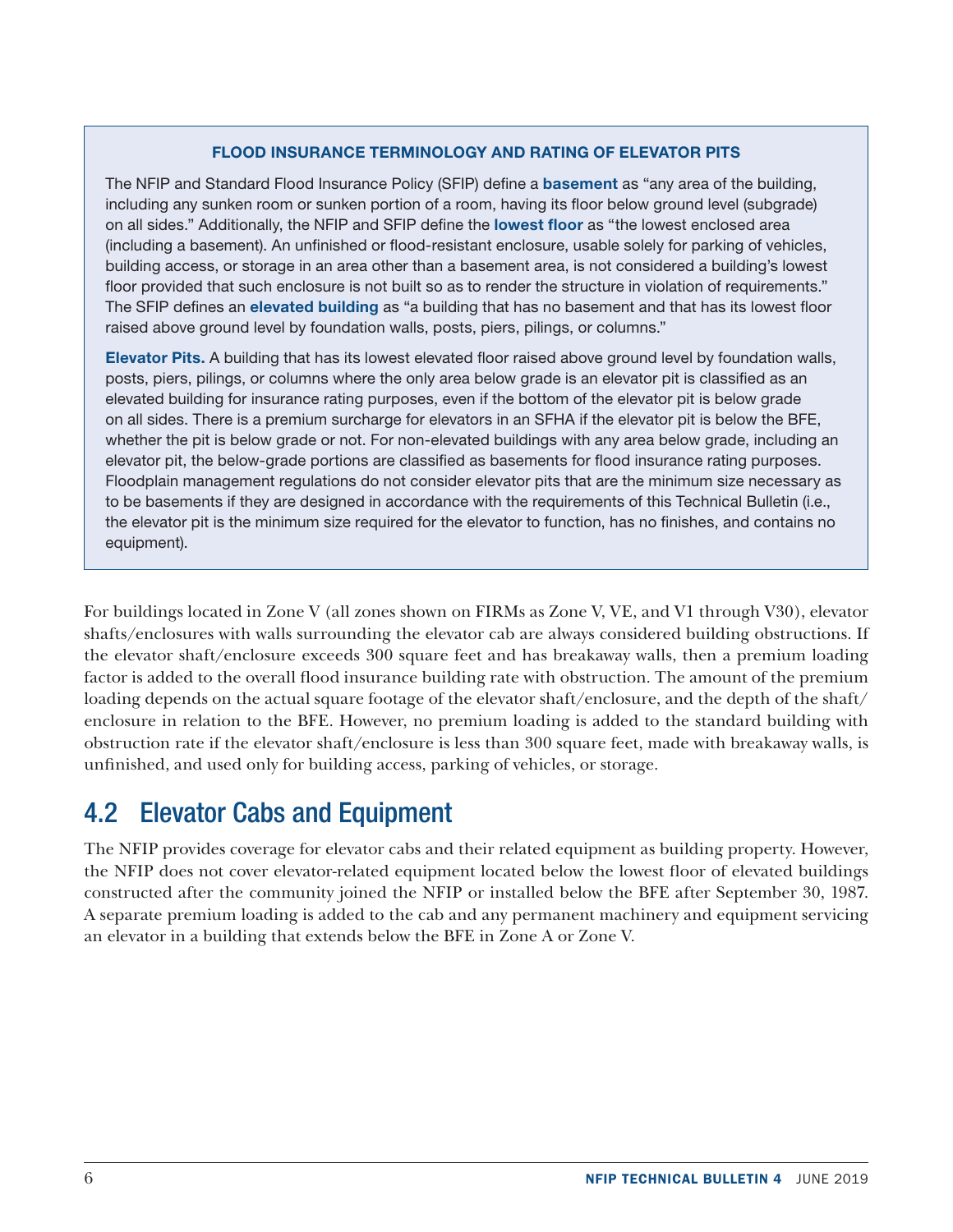**FLOOD INSURANCE TERMINOLOGY AND RATING OF ELEVATOR PITS**

The NFIP and Standard Flood Insurance Policy (SFIP) define a **basement** as "any area of the building, including any sunken room or sunken portion of a room, having its floor below ground level (subgrade) on all sides." Additionally, the NFIP and SFIP define the **lowest floor** as "the lowest enclosed area (including a basement). An unfinished or flood-resistant enclosure, usable solely for parking of vehicles, building access, or storage in an area other than a basement area, is not considered a building's lowest floor provided that such enclosure is not built so as to render the structure in violation of requirements." The SFIP defines an **elevated building** as "a building that has no basement and that has its lowest floor raised above ground level by foundation walls, posts, piers, pilings, or columns."

**Elevator Pits.** A building that has its lowest elevated floor raised above ground level by foundation walls, posts, piers, pilings, or columns where the only area below grade is an elevator pit is classified as an elevated building for insurance rating purposes, even if the bottom of the elevator pit is below grade on all sides. There is a premium surcharge for elevators in an SFHA if the elevator pit is below the BFE, whether the pit is below grade or not. For non-elevated buildings with any area below grade, including an elevator pit, the below-grade portions are classified as basements for flood insurance rating purposes. Floodplain management regulations do not consider elevator pits that are the minimum size necessary as to be basements if they are designed in accordance with the requirements of this Technical Bulletin (i.e., the elevator pit is the minimum size required for the elevator to function, has no finishes, and contains no equipment).

For buildings located in Zone V (all zones shown on FIRMs as Zone V, VE, and V1 through V30), elevator shafts/enclosures with walls surrounding the elevator cab are always considered building obstructions. If the elevator shaft/enclosure exceeds 300 square feet and has breakaway walls, then a premium loading factor is added to the overall flood insurance building rate with obstruction. The amount of the premium loading depends on the actual square footage of the elevator shaft/enclosure, and the depth of the shaft/enclosure in relation to the BFE. However, no premium loading is added to the standard building with obstruction rate if the elevator shaft/enclosure is less than 300 square feet, made with breakaway walls, is unfinished, and used only for building access, parking of vehicles, or storage.

## 4.2 Elevator Cabs and Equipment

The NFIP provides coverage for elevator cabs and their related equipment as building property. However, the NFIP does not cover elevator-related equipment located below the lowest floor of elevated buildings constructed after the community joined the NFIP or installed below the BFE after September 30, 1987. A separate premium loading is added to the cab and any permanent machinery and equipment servicing an elevator in a building that extends below the BFE in Zone A or Zone V.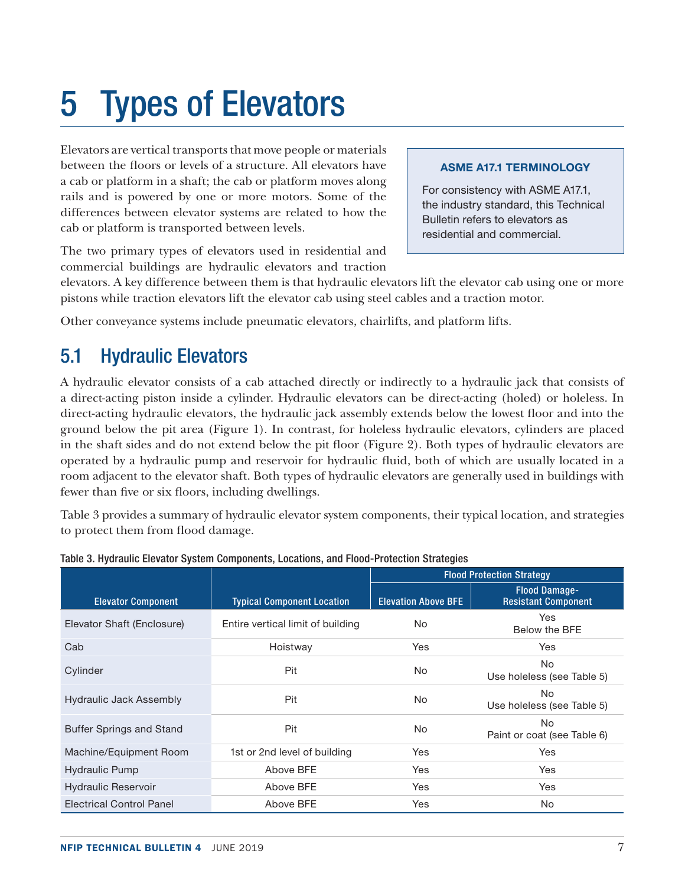# 5 Types of Elevators

Elevators are vertical transports that move people or materials between the floors or levels of a structure. All elevators have a cab or platform in a shaft; the cab or platform moves along rails and is powered by one or more motors. Some of the differences between elevator systems are related to how the cab or platform is transported between levels.

> **ASME A17.1 TERMINOLOGY**
>
> For consistency with ASME A17.1, the industry standard, this Technical Bulletin refers to elevators as residential and commercial.

The two primary types of elevators used in residential and commercial buildings are hydraulic elevators and traction elevators. A key difference between them is that hydraulic elevators lift the elevator cab using one or more pistons while traction elevators lift the elevator cab using steel cables and a traction motor.

Other conveyance systems include pneumatic elevators, chairlifts, and platform lifts.

## 5.1 Hydraulic Elevators

A hydraulic elevator consists of a cab attached directly or indirectly to a hydraulic jack that consists of a direct-acting piston inside a cylinder. Hydraulic elevators can be direct-acting (holed) or holeless. In direct-acting hydraulic elevators, the hydraulic jack assembly extends below the lowest floor and into the ground below the pit area (Figure 1). In contrast, for holeless hydraulic elevators, cylinders are placed in the shaft sides and do not extend below the pit floor (Figure 2). Both types of hydraulic elevators are operated by a hydraulic pump and reservoir for hydraulic fluid, both of which are usually located in a room adjacent to the elevator shaft. Both types of hydraulic elevators are generally used in buildings with fewer than five or six floors, including dwellings.

Table 3 provides a summary of hydraulic elevator system components, their typical location, and strategies to protect them from flood damage.

**Table 3. Hydraulic Elevator System Components, Locations, and Flood-Protection Strategies**

| Elevator Component | Typical Component Location | Flood Protection Strategy | |
|---|---|---|---|
| | | Elevation Above BFE | Flood Damage-Resistant Component |
| Elevator Shaft (Enclosure) | Entire vertical limit of building | No | Yes<br>Below the BFE |
| Cab | Hoistway | Yes | Yes |
| Cylinder | Pit | No | No<br>Use holeless (see Table 5) |
| Hydraulic Jack Assembly | Pit | No | No<br>Use holeless (see Table 5) |
| Buffer Springs and Stand | Pit | No | No<br>Paint or coat (see Table 6) |
| Machine/Equipment Room | 1st or 2nd level of building | Yes | Yes |
| Hydraulic Pump | Above BFE | Yes | Yes |
| Hydraulic Reservoir | Above BFE | Yes | Yes |
| Electrical Control Panel | Above BFE | Yes | No |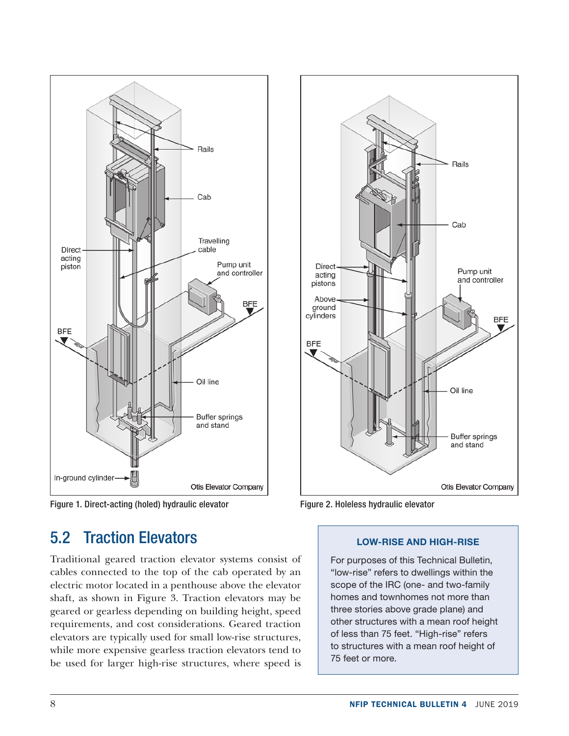Figure 1. Direct-acting (holed) hydraulic elevator

Figure 2. Holeless hydraulic elevator

## 5.2 Traction Elevators

Traditional geared traction elevator systems consist of cables connected to the top of the cab operated by an electric motor located in a penthouse above the elevator shaft, as shown in Figure 3. Traction elevators may be geared or gearless depending on building height, speed requirements, and cost considerations. Geared traction elevators are typically used for small low-rise structures, while more expensive gearless traction elevators tend to be used for larger high-rise structures, where speed is

> **LOW-RISE AND HIGH-RISE**
>
> For purposes of this Technical Bulletin, "low-rise" refers to dwellings within the scope of the IRC (one- and two-family homes and townhomes not more than three stories above grade plane) and other structures with a mean roof height of less than 75 feet. "High-rise" refers to structures with a mean roof height of 75 feet or more.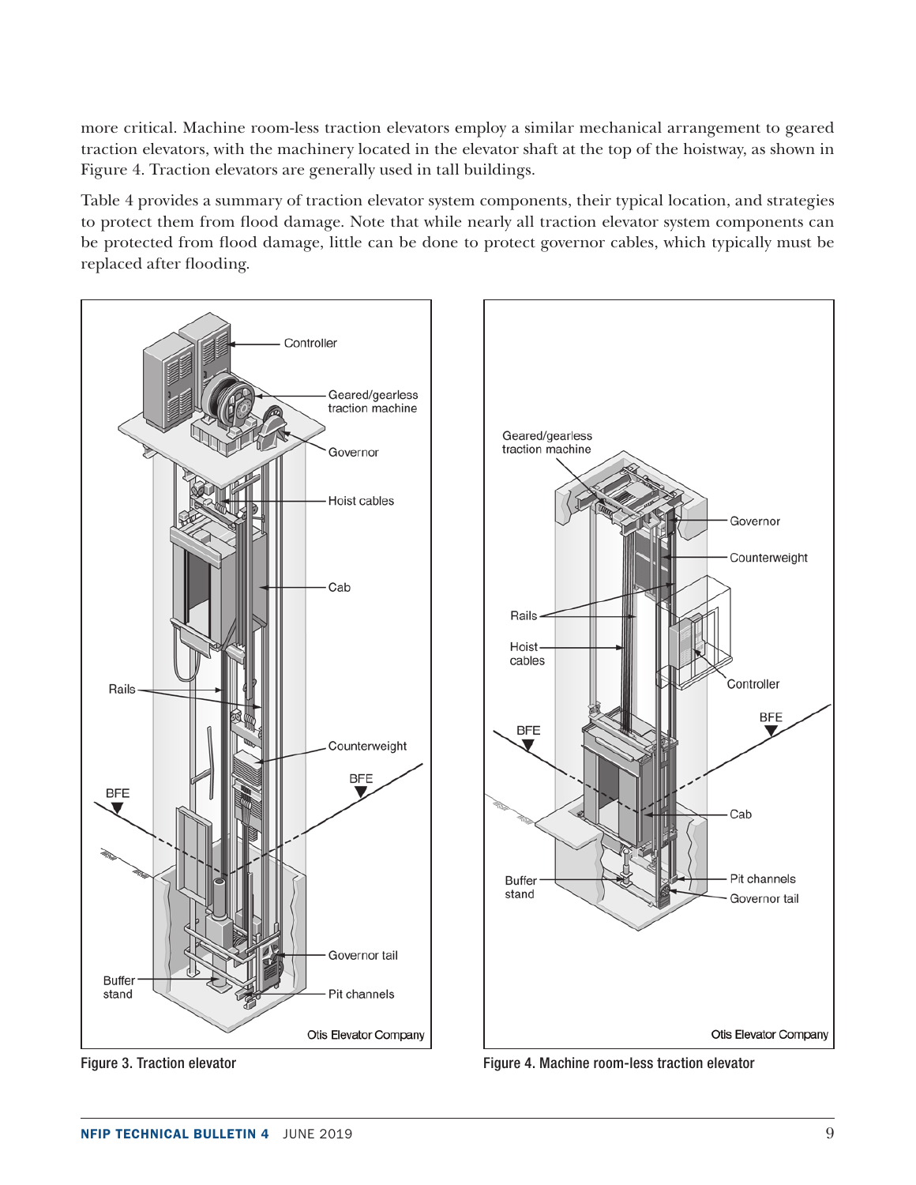more critical. Machine room-less traction elevators employ a similar mechanical arrangement to geared traction elevators, with the machinery located in the elevator shaft at the top of the hoistway, as shown in Figure 4. Traction elevators are generally used in tall buildings.

Table 4 provides a summary of traction elevator system components, their typical location, and strategies to protect them from flood damage. Note that while nearly all traction elevator system components can be protected from flood damage, little can be done to protect governor cables, which typically must be replaced after flooding.

Figure 3. Traction elevator

Figure 4. Machine room-less traction elevator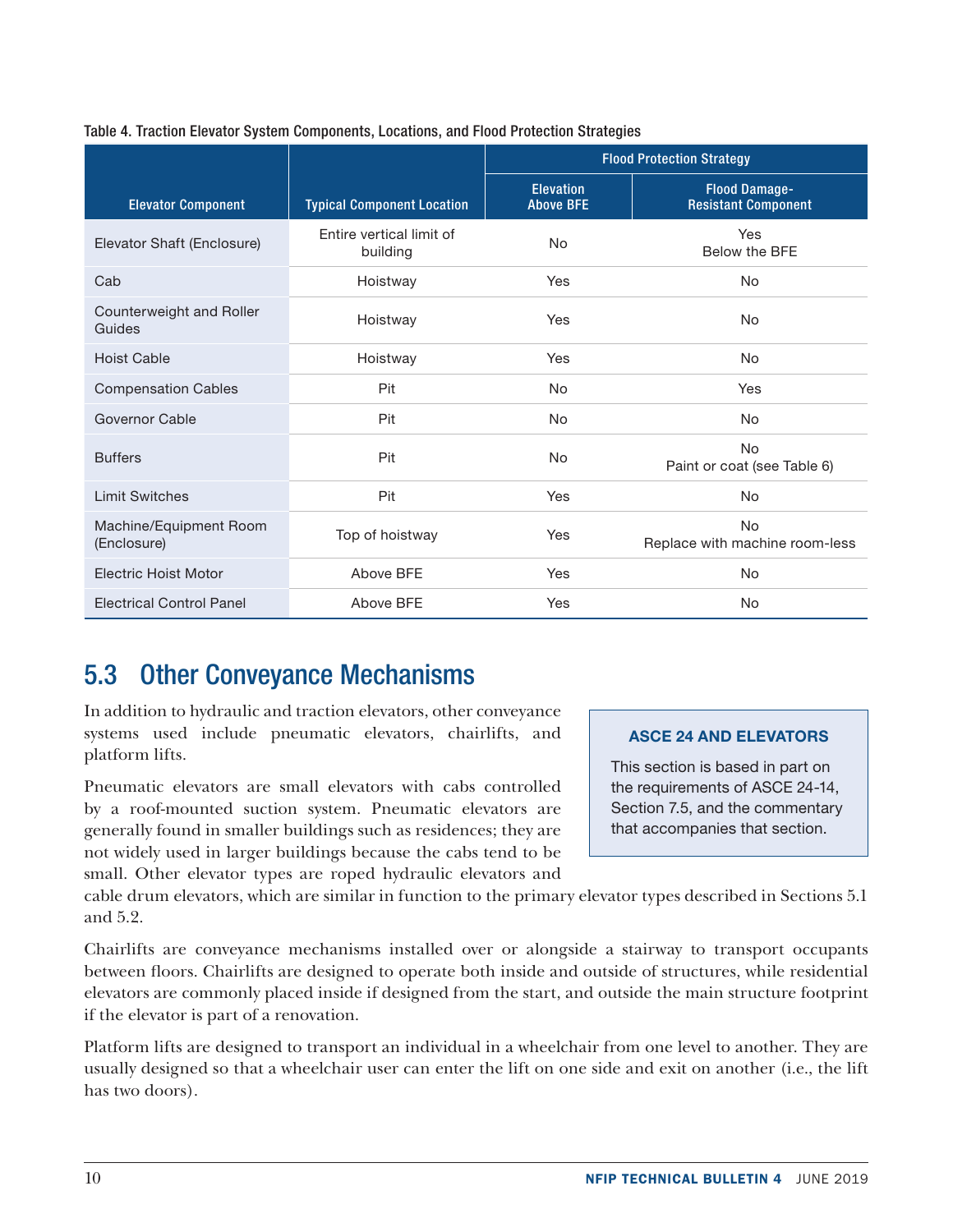Table 4. Traction Elevator System Components, Locations, and Flood Protection Strategies

| Elevator Component | Typical Component Location | Flood Protection Strategy | |
|---|---|---|---|
| | | Elevation Above BFE | Flood Damage-Resistant Component |
| Elevator Shaft (Enclosure) | Entire vertical limit of building | No | Yes<br>Below the BFE |
| Cab | Hoistway | Yes | No |
| Counterweight and Roller Guides | Hoistway | Yes | No |
| Hoist Cable | Hoistway | Yes | No |
| Compensation Cables | Pit | No | Yes |
| Governor Cable | Pit | No | No |
| Buffers | Pit | No | No<br>Paint or coat (see Table 6) |
| Limit Switches | Pit | Yes | No |
| Machine/Equipment Room (Enclosure) | Top of hoistway | Yes | No<br>Replace with machine room-less |
| Electric Hoist Motor | Above BFE | Yes | No |
| Electrical Control Panel | Above BFE | Yes | No |

## 5.3 Other Conveyance Mechanisms

In addition to hydraulic and traction elevators, other conveyance systems used include pneumatic elevators, chairlifts, and platform lifts.

Pneumatic elevators are small elevators with cabs controlled by a roof-mounted suction system. Pneumatic elevators are generally found in smaller buildings such as residences; they are not widely used in larger buildings because the cabs tend to be small. Other elevator types are roped hydraulic elevators and cable drum elevators, which are similar in function to the primary elevator types described in Sections 5.1 and 5.2.

> **ASCE 24 AND ELEVATORS**
>
> This section is based in part on the requirements of ASCE 24-14, Section 7.5, and the commentary that accompanies that section.

Chairlifts are conveyance mechanisms installed over or alongside a stairway to transport occupants between floors. Chairlifts are designed to operate both inside and outside of structures, while residential elevators are commonly placed inside if designed from the start, and outside the main structure footprint if the elevator is part of a renovation.

Platform lifts are designed to transport an individual in a wheelchair from one level to another. They are usually designed so that a wheelchair user can enter the lift on one side and exit on another (i.e., the lift has two doors).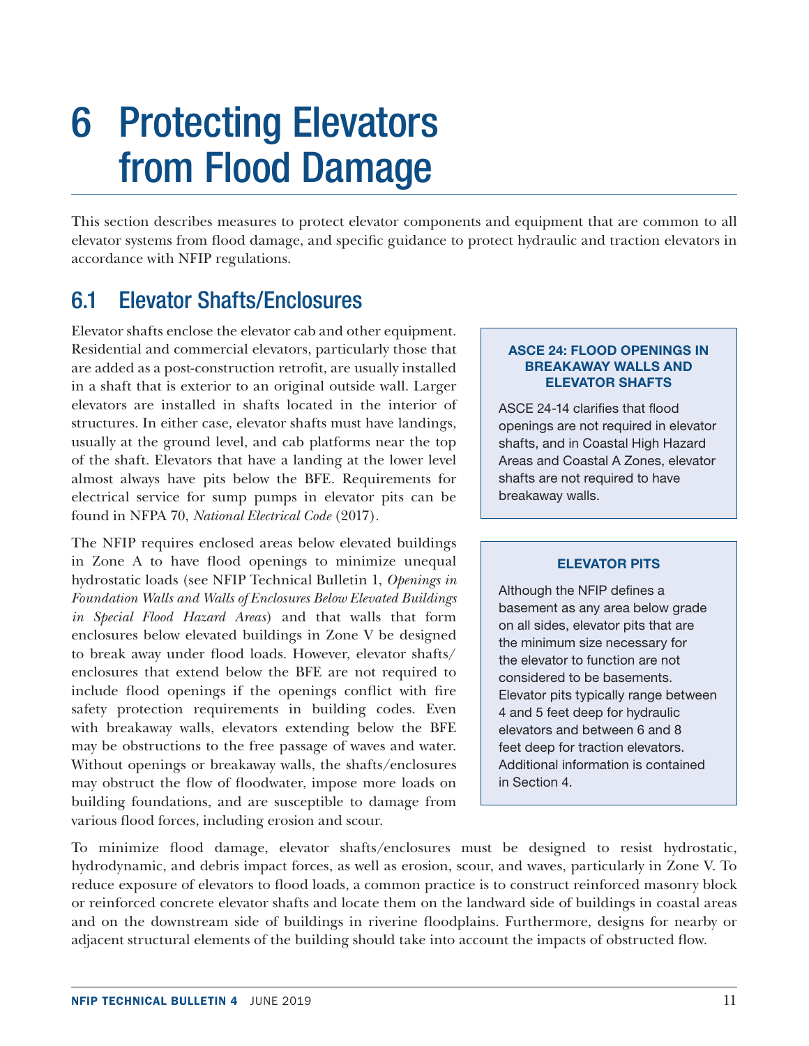# 6 Protecting Elevators from Flood Damage

This section describes measures to protect elevator components and equipment that are common to all elevator systems from flood damage, and specific guidance to protect hydraulic and traction elevators in accordance with NFIP regulations.

## 6.1 Elevator Shafts/Enclosures

Elevator shafts enclose the elevator cab and other equipment. Residential and commercial elevators, particularly those that are added as a post-construction retrofit, are usually installed in a shaft that is exterior to an original outside wall. Larger elevators are installed in shafts located in the interior of structures. In either case, elevator shafts must have landings, usually at the ground level, and cab platforms near the top of the shaft. Elevators that have a landing at the lower level almost always have pits below the BFE. Requirements for electrical service for sump pumps in elevator pits can be found in NFPA 70, *National Electrical Code* (2017).

The NFIP requires enclosed areas below elevated buildings in Zone A to have flood openings to minimize unequal hydrostatic loads (see NFIP Technical Bulletin 1, *Openings in Foundation Walls and Walls of Enclosures Below Elevated Buildings in Special Flood Hazard Areas*) and that walls that form enclosures below elevated buildings in Zone V be designed to break away under flood loads. However, elevator shafts/enclosures that extend below the BFE are not required to include flood openings if the openings conflict with fire safety protection requirements in building codes. Even with breakaway walls, elevators extending below the BFE may be obstructions to the free passage of waves and water. Without openings or breakaway walls, the shafts/enclosures may obstruct the flow of floodwater, impose more loads on building foundations, and are susceptible to damage from various flood forces, including erosion and scour.

> **ASCE 24: FLOOD OPENINGS IN BREAKAWAY WALLS AND ELEVATOR SHAFTS**
>
> ASCE 24-14 clarifies that flood openings are not required in elevator shafts, and in Coastal High Hazard Areas and Coastal A Zones, elevator shafts are not required to have breakaway walls.

> **ELEVATOR PITS**
>
> Although the NFIP defines a basement as any area below grade on all sides, elevator pits that are the minimum size necessary for the elevator to function are not considered to be basements. Elevator pits typically range between 4 and 5 feet deep for hydraulic elevators and between 6 and 8 feet deep for traction elevators. Additional information is contained in Section 4.

To minimize flood damage, elevator shafts/enclosures must be designed to resist hydrostatic, hydrodynamic, and debris impact forces, as well as erosion, scour, and waves, particularly in Zone V. To reduce exposure of elevators to flood loads, a common practice is to construct reinforced masonry block or reinforced concrete elevator shafts and locate them on the landward side of buildings in coastal areas and on the downstream side of buildings in riverine floodplains. Furthermore, designs for nearby or adjacent structural elements of the building should take into account the impacts of obstructed flow.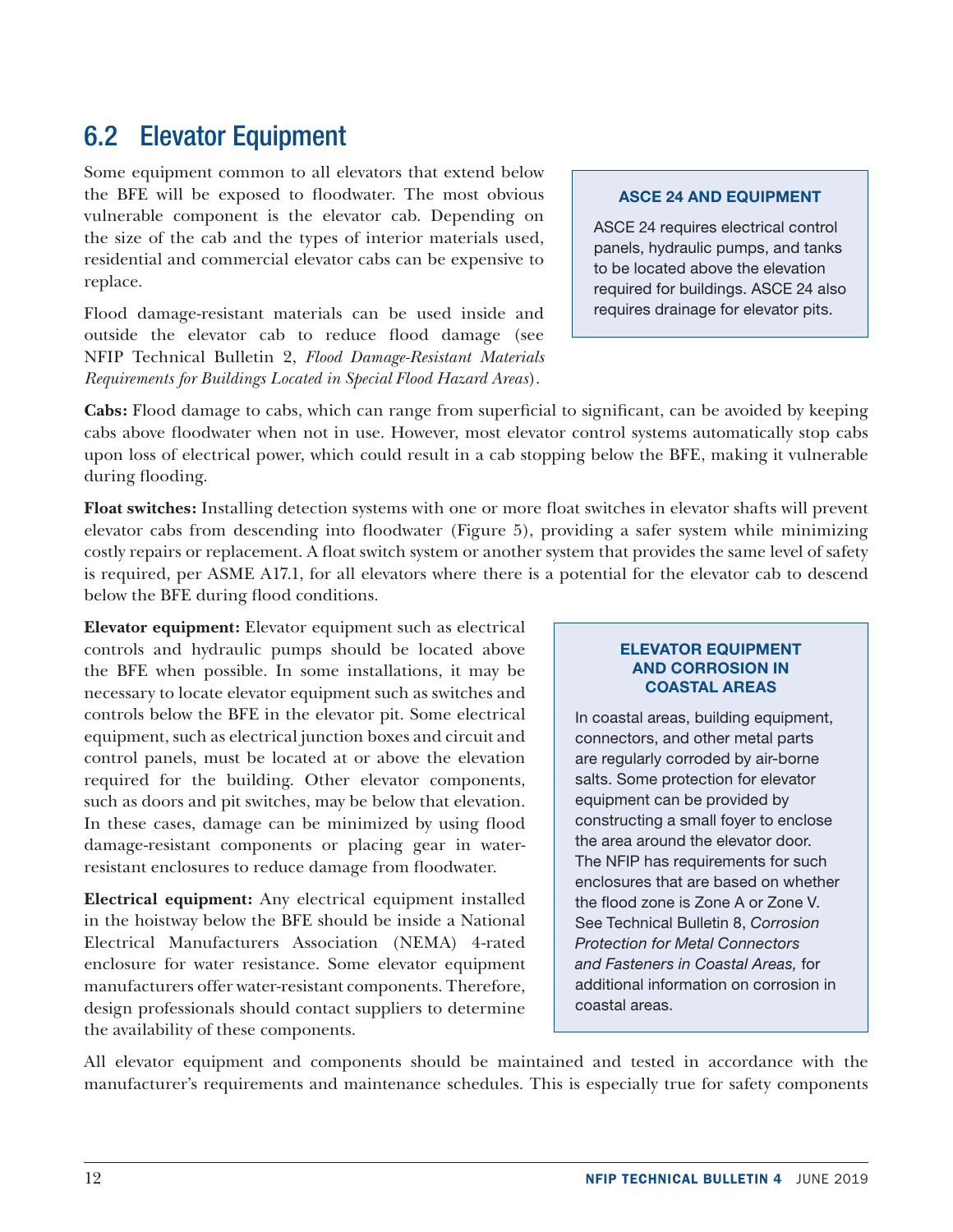## 6.2 Elevator Equipment

Some equipment common to all elevators that extend below the BFE will be exposed to floodwater. The most obvious vulnerable component is the elevator cab. Depending on the size of the cab and the types of interior materials used, residential and commercial elevator cabs can be expensive to replace.

Flood damage-resistant materials can be used inside and outside the elevator cab to reduce flood damage (see NFIP Technical Bulletin 2, *Flood Damage-Resistant Materials Requirements for Buildings Located in Special Flood Hazard Areas*).

> **ASCE 24 AND EQUIPMENT**
>
> ASCE 24 requires electrical control panels, hydraulic pumps, and tanks to be located above the elevation required for buildings. ASCE 24 also requires drainage for elevator pits.

**Cabs:** Flood damage to cabs, which can range from superficial to significant, can be avoided by keeping cabs above floodwater when not in use. However, most elevator control systems automatically stop cabs upon loss of electrical power, which could result in a cab stopping below the BFE, making it vulnerable during flooding.

**Float switches:** Installing detection systems with one or more float switches in elevator shafts will prevent elevator cabs from descending into floodwater (Figure 5), providing a safer system while minimizing costly repairs or replacement. A float switch system or another system that provides the same level of safety is required, per ASME A17.1, for all elevators where there is a potential for the elevator cab to descend below the BFE during flood conditions.

**Elevator equipment:** Elevator equipment such as electrical controls and hydraulic pumps should be located above the BFE when possible. In some installations, it may be necessary to locate elevator equipment such as switches and controls below the BFE in the elevator pit. Some electrical equipment, such as electrical junction boxes and circuit and control panels, must be located at or above the elevation required for the building. Other elevator components, such as doors and pit switches, may be below that elevation. In these cases, damage can be minimized by using flood damage-resistant components or placing gear in water-resistant enclosures to reduce damage from floodwater.

**Electrical equipment:** Any electrical equipment installed in the hoistway below the BFE should be inside a National Electrical Manufacturers Association (NEMA) 4-rated enclosure for water resistance. Some elevator equipment manufacturers offer water-resistant components. Therefore, design professionals should contact suppliers to determine the availability of these components.

> **ELEVATOR EQUIPMENT AND CORROSION IN COASTAL AREAS**
>
> In coastal areas, building equipment, connectors, and other metal parts are regularly corroded by air-borne salts. Some protection for elevator equipment can be provided by constructing a small foyer to enclose the area around the elevator door. The NFIP has requirements for such enclosures that are based on whether the flood zone is Zone A or Zone V. See Technical Bulletin 8, *Corrosion Protection for Metal Connectors and Fasteners in Coastal Areas,* for additional information on corrosion in coastal areas.

All elevator equipment and components should be maintained and tested in accordance with the manufacturer's requirements and maintenance schedules. This is especially true for safety components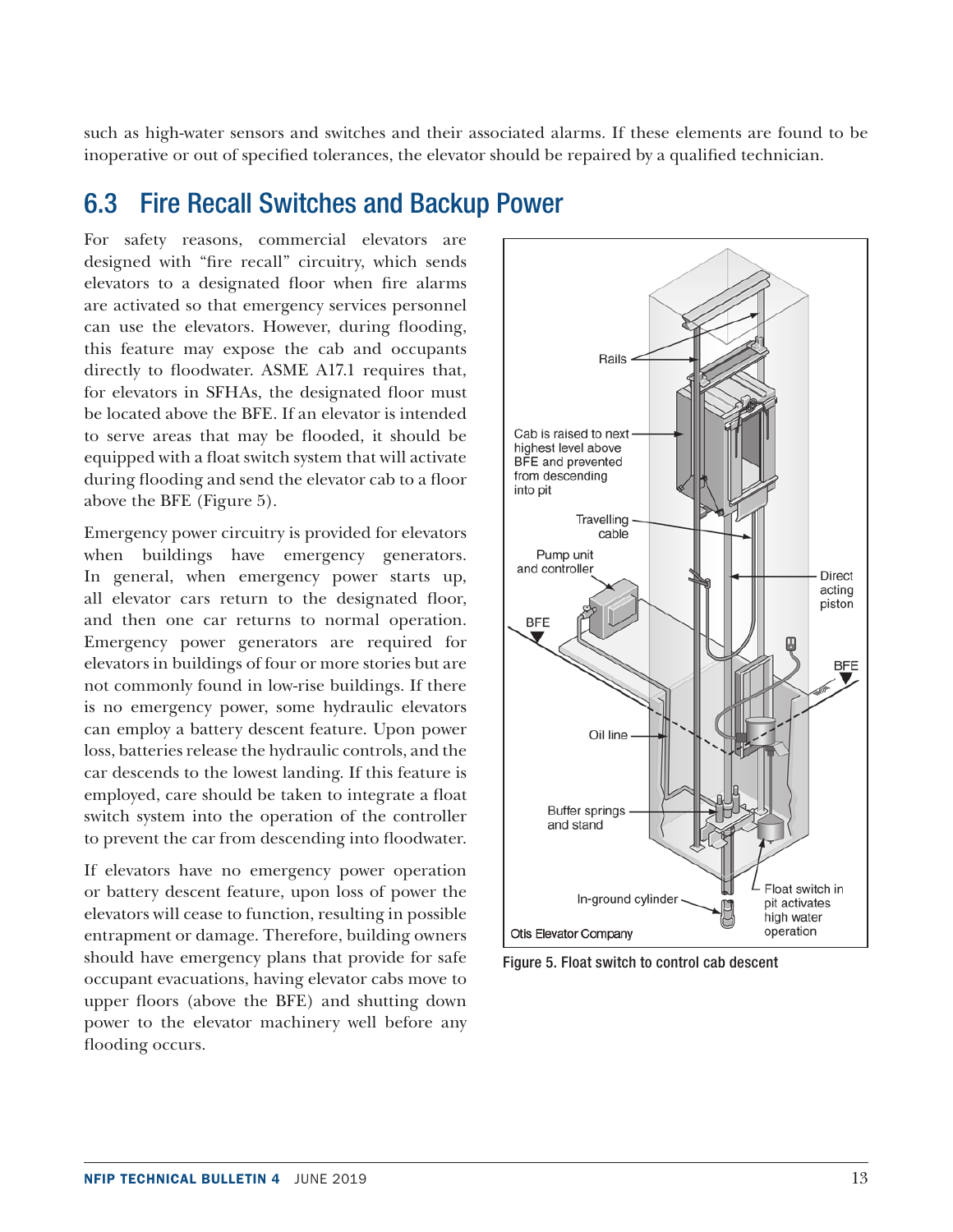such as high-water sensors and switches and their associated alarms. If these elements are found to be inoperative or out of specified tolerances, the elevator should be repaired by a qualified technician.

## 6.3 Fire Recall Switches and Backup Power

For safety reasons, commercial elevators are designed with "fire recall" circuitry, which sends elevators to a designated floor when fire alarms are activated so that emergency services personnel can use the elevators. However, during flooding, this feature may expose the cab and occupants directly to floodwater. ASME A17.1 requires that, for elevators in SFHAs, the designated floor must be located above the BFE. If an elevator is intended to serve areas that may be flooded, it should be equipped with a float switch system that will activate during flooding and send the elevator cab to a floor above the BFE (Figure 5).

Emergency power circuitry is provided for elevators when buildings have emergency generators. In general, when emergency power starts up, all elevator cars return to the designated floor, and then one car returns to normal operation. Emergency power generators are required for elevators in buildings of four or more stories but are not commonly found in low-rise buildings. If there is no emergency power, some hydraulic elevators can employ a battery descent feature. Upon power loss, batteries release the hydraulic controls, and the car descends to the lowest landing. If this feature is employed, care should be taken to integrate a float switch system into the operation of the controller to prevent the car from descending into floodwater.

If elevators have no emergency power operation or battery descent feature, upon loss of power the elevators will cease to function, resulting in possible entrapment or damage. Therefore, building owners should have emergency plans that provide for safe occupant evacuations, having elevator cabs move to upper floors (above the BFE) and shutting down power to the elevator machinery well before any flooding occurs.

Rails

Cab is raised to next highest level above BFE and prevented from descending into pit

Travelling cable

Pump unit and controller

Direct acting piston

BFE

BFE

Oil line

Buffer springs and stand

In-ground cylinder

Float switch in pit activates high water operation

Otis Elevator Company

Figure 5. Float switch to control cab descent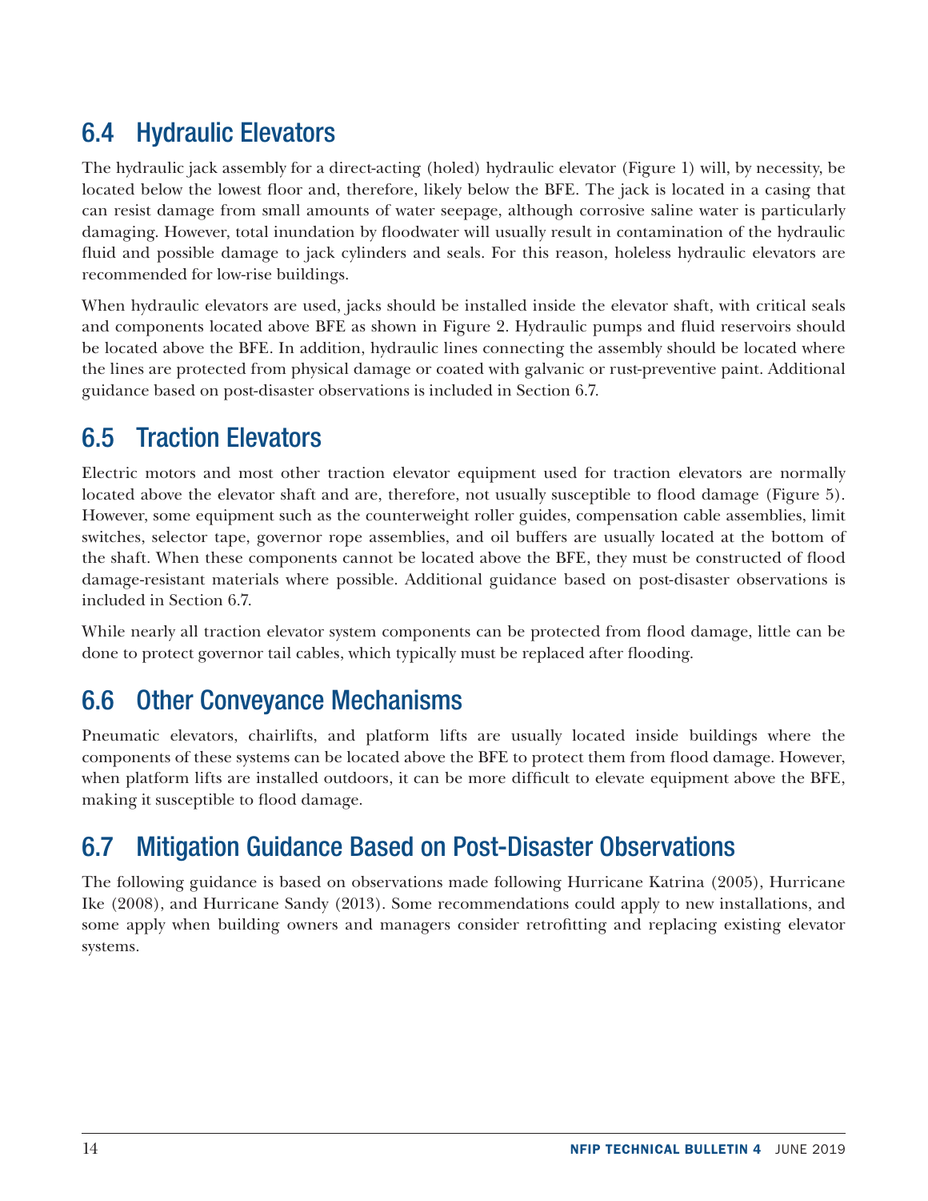## 6.4 Hydraulic Elevators

The hydraulic jack assembly for a direct-acting (holed) hydraulic elevator (Figure 1) will, by necessity, be located below the lowest floor and, therefore, likely below the BFE. The jack is located in a casing that can resist damage from small amounts of water seepage, although corrosive saline water is particularly damaging. However, total inundation by floodwater will usually result in contamination of the hydraulic fluid and possible damage to jack cylinders and seals. For this reason, holeless hydraulic elevators are recommended for low-rise buildings.

When hydraulic elevators are used, jacks should be installed inside the elevator shaft, with critical seals and components located above BFE as shown in Figure 2. Hydraulic pumps and fluid reservoirs should be located above the BFE. In addition, hydraulic lines connecting the assembly should be located where the lines are protected from physical damage or coated with galvanic or rust-preventive paint. Additional guidance based on post-disaster observations is included in Section 6.7.

## 6.5 Traction Elevators

Electric motors and most other traction elevator equipment used for traction elevators are normally located above the elevator shaft and are, therefore, not usually susceptible to flood damage (Figure 5). However, some equipment such as the counterweight roller guides, compensation cable assemblies, limit switches, selector tape, governor rope assemblies, and oil buffers are usually located at the bottom of the shaft. When these components cannot be located above the BFE, they must be constructed of flood damage-resistant materials where possible. Additional guidance based on post-disaster observations is included in Section 6.7.

While nearly all traction elevator system components can be protected from flood damage, little can be done to protect governor tail cables, which typically must be replaced after flooding.

## 6.6 Other Conveyance Mechanisms

Pneumatic elevators, chairlifts, and platform lifts are usually located inside buildings where the components of these systems can be located above the BFE to protect them from flood damage. However, when platform lifts are installed outdoors, it can be more difficult to elevate equipment above the BFE, making it susceptible to flood damage.

## 6.7 Mitigation Guidance Based on Post-Disaster Observations

The following guidance is based on observations made following Hurricane Katrina (2005), Hurricane Ike (2008), and Hurricane Sandy (2013). Some recommendations could apply to new installations, and some apply when building owners and managers consider retrofitting and replacing existing elevator systems.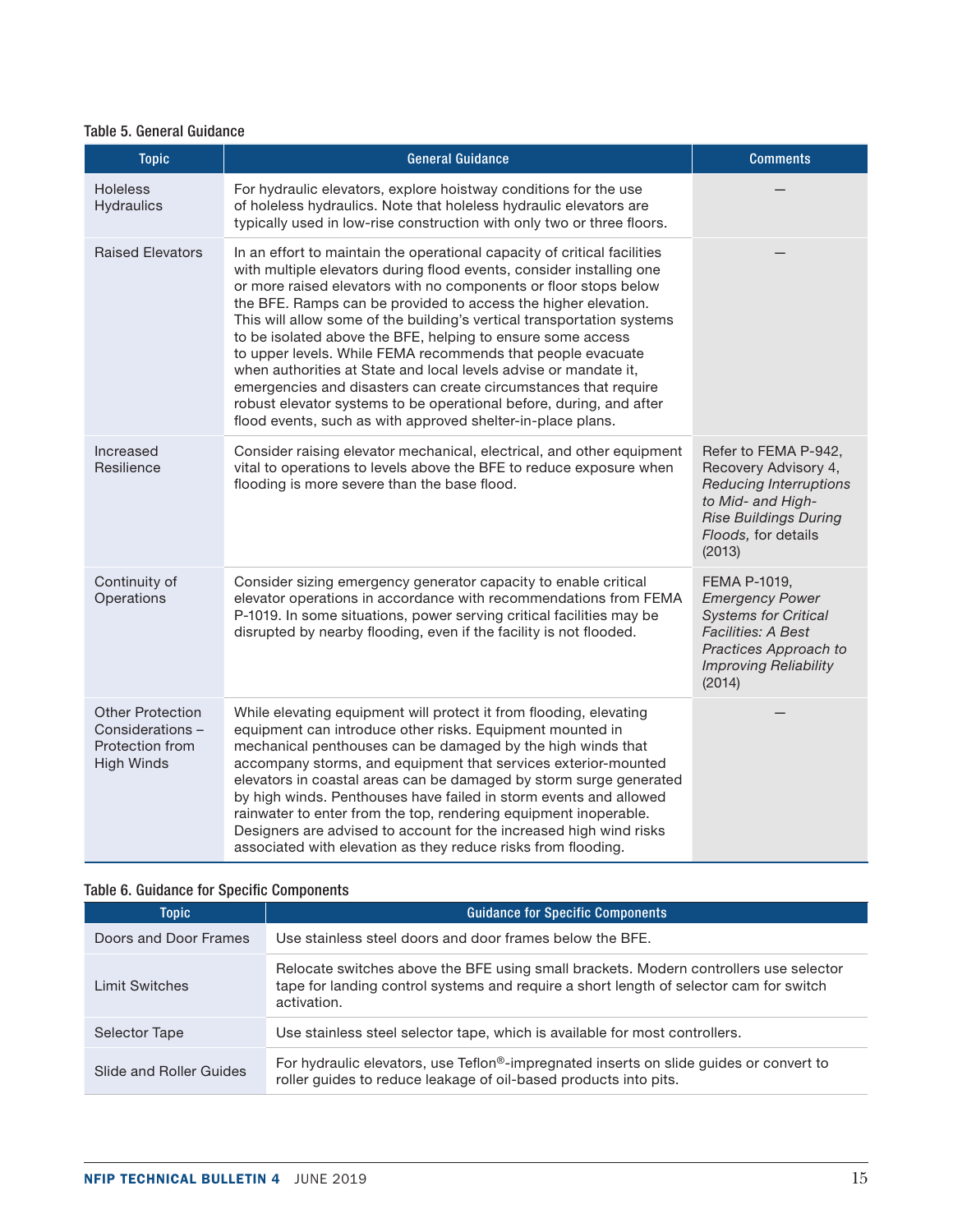Table 5. General Guidance

| Topic | General Guidance | Comments |
|---|---|---|
| Holeless Hydraulics | For hydraulic elevators, explore hoistway conditions for the use of holeless hydraulics. Note that holeless hydraulic elevators are typically used in low-rise construction with only two or three floors. | — |
| Raised Elevators | In an effort to maintain the operational capacity of critical facilities with multiple elevators during flood events, consider installing one or more raised elevators with no components or floor stops below the BFE. Ramps can be provided to access the higher elevation. This will allow some of the building's vertical transportation systems to be isolated above the BFE, helping to ensure some access to upper levels. While FEMA recommends that people evacuate when authorities at State and local levels advise or mandate it, emergencies and disasters can create circumstances that require robust elevator systems to be operational before, during, and after flood events, such as with approved shelter-in-place plans. | — |
| Increased Resilience | Consider raising elevator mechanical, electrical, and other equipment vital to operations to levels above the BFE to reduce exposure when flooding is more severe than the base flood. | Refer to FEMA P-942, Recovery Advisory 4, *Reducing Interruptions to Mid- and High-Rise Buildings During Floods,* for details (2013) |
| Continuity of Operations | Consider sizing emergency generator capacity to enable critical elevator operations in accordance with recommendations from FEMA P-1019. In some situations, power serving critical facilities may be disrupted by nearby flooding, even if the facility is not flooded. | FEMA P-1019, *Emergency Power Systems for Critical Facilities: A Best Practices Approach to Improving Reliability* (2014) |
| Other Protection Considerations – Protection from High Winds | While elevating equipment will protect it from flooding, elevating equipment can introduce other risks. Equipment mounted in mechanical penthouses can be damaged by the high winds that accompany storms, and equipment that services exterior-mounted elevators in coastal areas can be damaged by storm surge generated by high winds. Penthouses have failed in storm events and allowed rainwater to enter from the top, rendering equipment inoperable. Designers are advised to account for the increased high wind risks associated with elevation as they reduce risks from flooding. | — |

Table 6. Guidance for Specific Components

| Topic | Guidance for Specific Components |
|---|---|
| Doors and Door Frames | Use stainless steel doors and door frames below the BFE. |
| Limit Switches | Relocate switches above the BFE using small brackets. Modern controllers use selector tape for landing control systems and require a short length of selector cam for switch activation. |
| Selector Tape | Use stainless steel selector tape, which is available for most controllers. |
| Slide and Roller Guides | For hydraulic elevators, use Teflon®-impregnated inserts on slide guides or convert to roller guides to reduce leakage of oil-based products into pits. |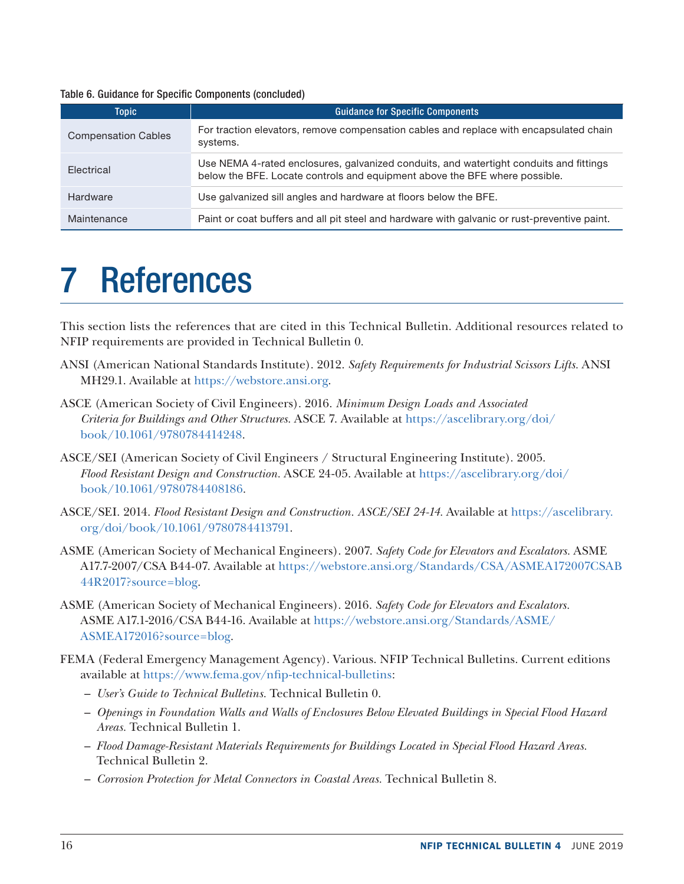Table 6. Guidance for Specific Components (concluded)

| Topic | Guidance for Specific Components |
|---|---|
| Compensation Cables | For traction elevators, remove compensation cables and replace with encapsulated chain systems. |
| Electrical | Use NEMA 4-rated enclosures, galvanized conduits, and watertight conduits and fittings below the BFE. Locate controls and equipment above the BFE where possible. |
| Hardware | Use galvanized sill angles and hardware at floors below the BFE. |
| Maintenance | Paint or coat buffers and all pit steel and hardware with galvanic or rust-preventive paint. |

# 7 References

This section lists the references that are cited in this Technical Bulletin. Additional resources related to NFIP requirements are provided in Technical Bulletin 0.

ANSI (American National Standards Institute). 2012. *Safety Requirements for Industrial Scissors Lifts.* ANSI MH29.1. Available at https://webstore.ansi.org.

ASCE (American Society of Civil Engineers). 2016. *Minimum Design Loads and Associated Criteria for Buildings and Other Structures.* ASCE 7. Available at https://ascelibrary.org/doi/book/10.1061/9780784414248.

ASCE/SEI (American Society of Civil Engineers / Structural Engineering Institute). 2005. *Flood Resistant Design and Construction.* ASCE 24-05. Available at https://ascelibrary.org/doi/book/10.1061/9780784408186.

ASCE/SEI. 2014. *Flood Resistant Design and Construction. ASCE/SEI 24-14.* Available at https://ascelibrary.org/doi/book/10.1061/9780784413791.

ASME (American Society of Mechanical Engineers). 2007. *Safety Code for Elevators and Escalators.* ASME A17.7-2007/CSA B44-07. Available at https://webstore.ansi.org/Standards/CSA/ASMEA172007CSAB44R2017?source=blog.

ASME (American Society of Mechanical Engineers). 2016. *Safety Code for Elevators and Escalators.* ASME A17.1-2016/CSA B44-16. Available at https://webstore.ansi.org/Standards/ASME/ASMEA172016?source=blog.

FEMA (Federal Emergency Management Agency). Various. NFIP Technical Bulletins. Current editions available at https://www.fema.gov/nfip-technical-bulletins:

- *User's Guide to Technical Bulletins.* Technical Bulletin 0.
- *Openings in Foundation Walls and Walls of Enclosures Below Elevated Buildings in Special Flood Hazard Areas.* Technical Bulletin 1.
- *Flood Damage-Resistant Materials Requirements for Buildings Located in Special Flood Hazard Areas.* Technical Bulletin 2.
- *Corrosion Protection for Metal Connectors in Coastal Areas.* Technical Bulletin 8.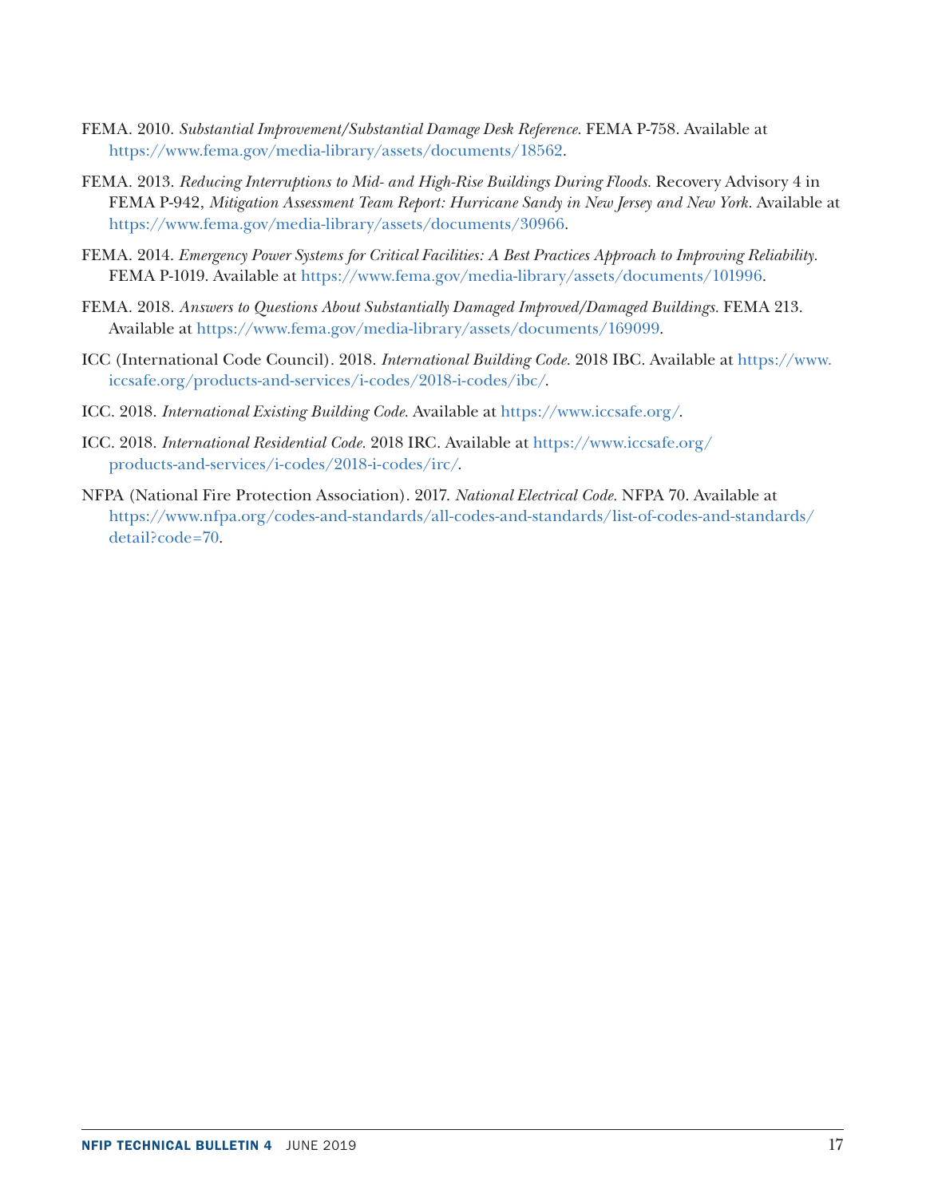FEMA. 2010. *Substantial Improvement/Substantial Damage Desk Reference*. FEMA P-758. Available at https://www.fema.gov/media-library/assets/documents/18562.

FEMA. 2013. *Reducing Interruptions to Mid- and High-Rise Buildings During Floods*. Recovery Advisory 4 in FEMA P-942, *Mitigation Assessment Team Report: Hurricane Sandy in New Jersey and New York*. Available at https://www.fema.gov/media-library/assets/documents/30966.

FEMA. 2014. *Emergency Power Systems for Critical Facilities: A Best Practices Approach to Improving Reliability*. FEMA P-1019. Available at https://www.fema.gov/media-library/assets/documents/101996.

FEMA. 2018. *Answers to Questions About Substantially Damaged Improved/Damaged Buildings*. FEMA 213. Available at https://www.fema.gov/media-library/assets/documents/169099.

ICC (International Code Council). 2018. *International Building Code*. 2018 IBC. Available at https://www.iccsafe.org/products-and-services/i-codes/2018-i-codes/ibc/.

ICC. 2018. *International Existing Building Code*. Available at https://www.iccsafe.org/.

ICC. 2018. *International Residential Code*. 2018 IRC. Available at https://www.iccsafe.org/products-and-services/i-codes/2018-i-codes/irc/.

NFPA (National Fire Protection Association). 2017. *National Electrical Code*. NFPA 70. Available at https://www.nfpa.org/codes-and-standards/all-codes-and-standards/list-of-codes-and-standards/detail?code=70.